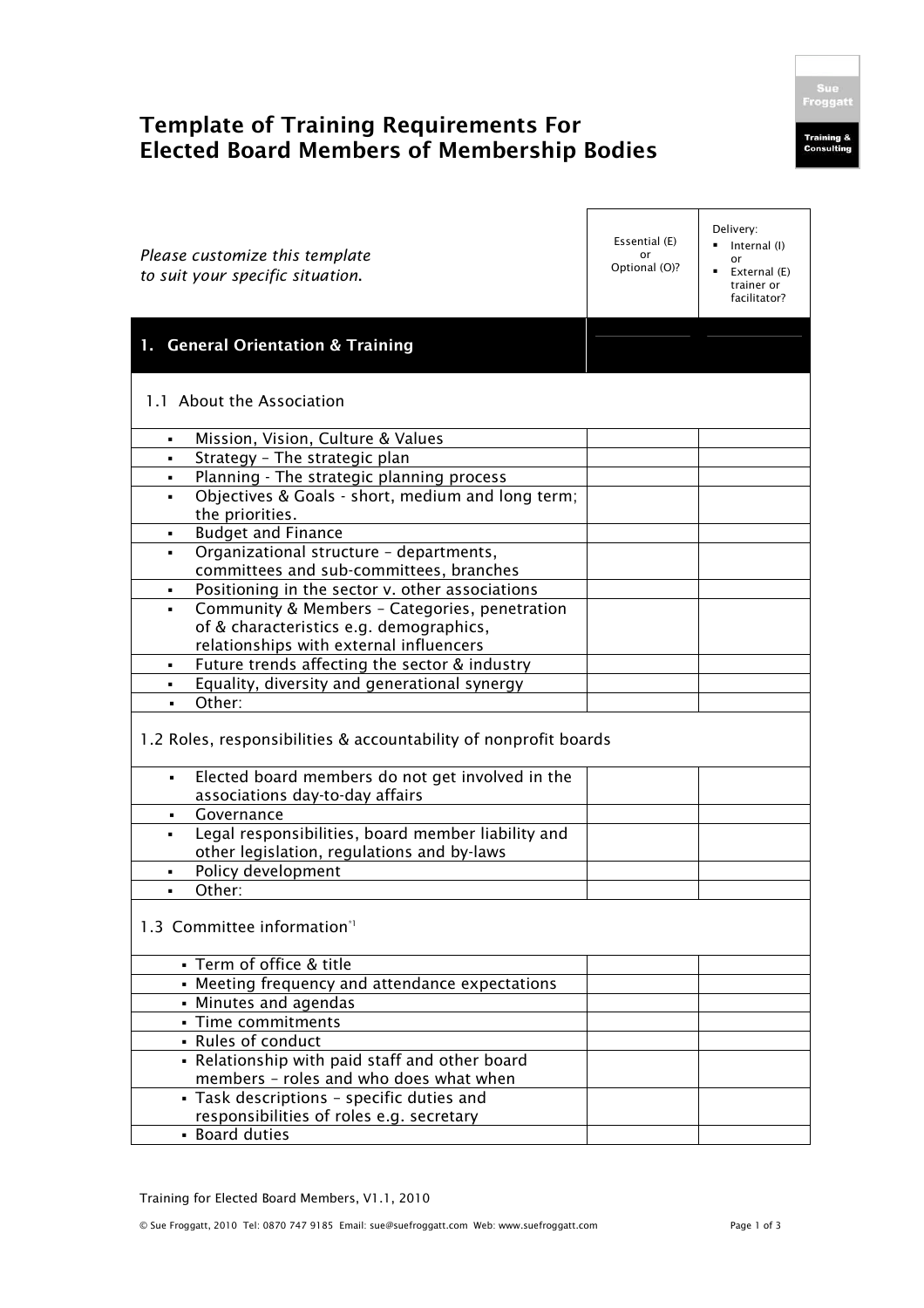# Template of Training Requirements For Elected Board Members of Membership Bodies

| *Please customize this template to suit your specific situation.* | Essential (E) or Optional (O)? | Delivery: ▪ Internal (I) or ▪ External (E) trainer or facilitator? |
|---|---|---|
| **1. General Orientation & Training** | | |
| 1.1 About the Association | | |
| ▪ Mission, Vision, Culture & Values | | |
| ▪ Strategy – The strategic plan | | |
| ▪ Planning - The strategic planning process | | |
| ▪ Objectives & Goals - short, medium and long term; the priorities. | | |
| ▪ Budget and Finance | | |
| ▪ Organizational structure – departments, committees and sub-committees, branches | | |
| ▪ Positioning in the sector v. other associations | | |
| ▪ Community & Members – Categories, penetration of & characteristics e.g. demographics, relationships with external influencers | | |
| ▪ Future trends affecting the sector & industry | | |
| ▪ Equality, diversity and generational synergy | | |
| ▪ Other: | | |
| 1.2 Roles, responsibilities & accountability of nonprofit boards | | |
| ▪ Elected board members do not get involved in the associations day-to-day affairs | | |
| ▪ Governance | | |
| ▪ Legal responsibilities, board member liability and other legislation, regulations and by-laws | | |
| ▪ Policy development | | |
| ▪ Other: | | |
| 1.3 Committee information[*1] | | |
| ▪ Term of office & title | | |
| ▪ Meeting frequency and attendance expectations | | |
| ▪ Minutes and agendas | | |
| ▪ Time commitments | | |
| ▪ Rules of conduct | | |
| ▪ Relationship with paid staff and other board members – roles and who does what when | | |
| ▪ Task descriptions – specific duties and responsibilities of roles e.g. secretary | | |
| ▪ Board duties | | |

Training for Elected Board Members, V1.1, 2010

© Sue Froggatt, 2010 Tel: 0870 747 9185 Email: sue@suefroggatt.com Web: www.suefroggatt.com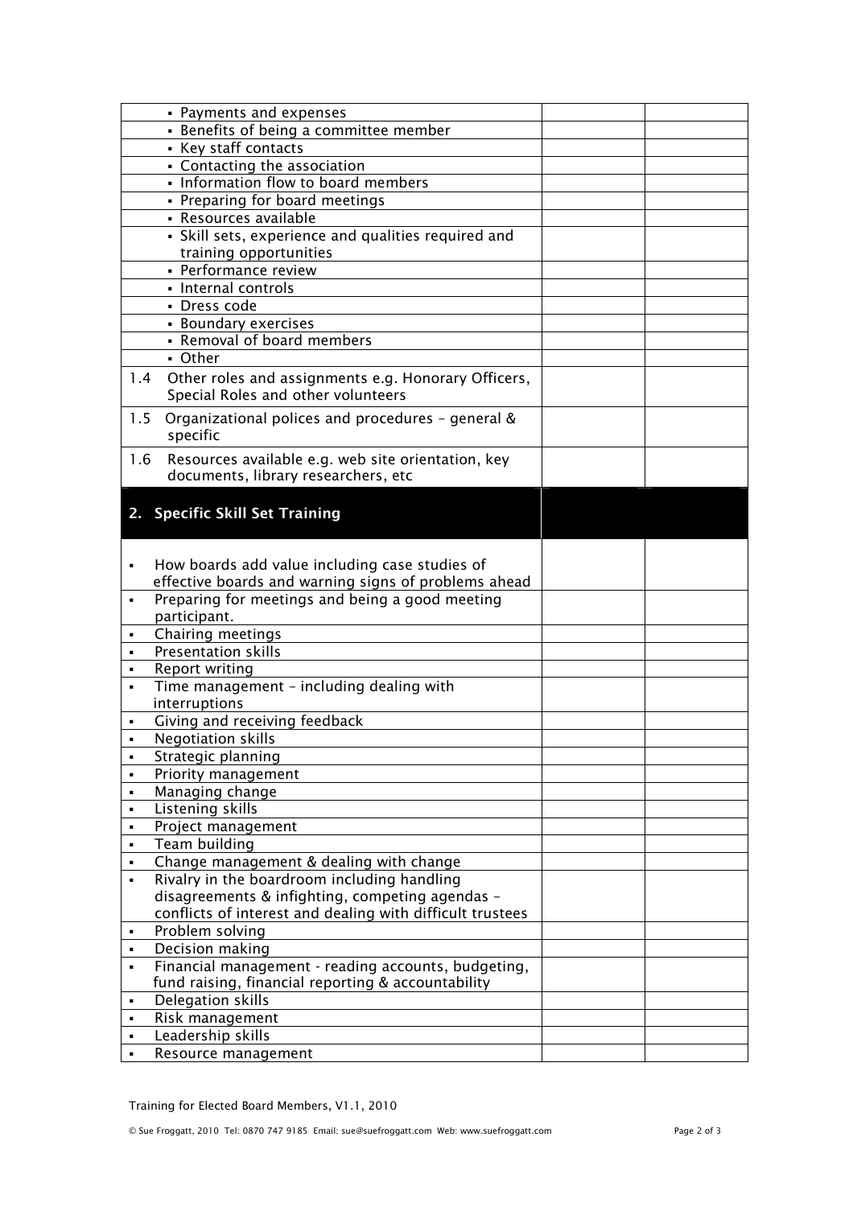| | | |
|---|---|---|
| ▪ Payments and expenses | | |
| ▪ Benefits of being a committee member | | |
| ▪ Key staff contacts | | |
| ▪ Contacting the association | | |
| ▪ Information flow to board members | | |
| ▪ Preparing for board meetings | | |
| ▪ Resources available | | |
| ▪ Skill sets, experience and qualities required and training opportunities | | |
| ▪ Performance review | | |
| ▪ Internal controls | | |
| ▪ Dress code | | |
| ▪ Boundary exercises | | |
| ▪ Removal of board members | | |
| ▪ Other | | |
| 1.4 Other roles and assignments e.g. Honorary Officers, Special Roles and other volunteers | | |
| 1.5 Organizational polices and procedures – general & specific | | |
| 1.6 Resources available e.g. web site orientation, key documents, library researchers, etc | | |
| **2. Specific Skill Set Training** | | |
| ▪ How boards add value including case studies of effective boards and warning signs of problems ahead | | |
| ▪ Preparing for meetings and being a good meeting participant. | | |
| ▪ Chairing meetings | | |
| ▪ Presentation skills | | |
| ▪ Report writing | | |
| ▪ Time management – including dealing with interruptions | | |
| ▪ Giving and receiving feedback | | |
| ▪ Negotiation skills | | |
| ▪ Strategic planning | | |
| ▪ Priority management | | |
| ▪ Managing change | | |
| ▪ Listening skills | | |
| ▪ Project management | | |
| ▪ Team building | | |
| ▪ Change management & dealing with change | | |
| ▪ Rivalry in the boardroom including handling disagreements & infighting, competing agendas – conflicts of interest and dealing with difficult trustees | | |
| ▪ Problem solving | | |
| ▪ Decision making | | |
| ▪ Financial management - reading accounts, budgeting, fund raising, financial reporting & accountability | | |
| ▪ Delegation skills | | |
| ▪ Risk management | | |
| ▪ Leadership skills | | |
| ▪ Resource management | | |

Training for Elected Board Members, V1.1, 2010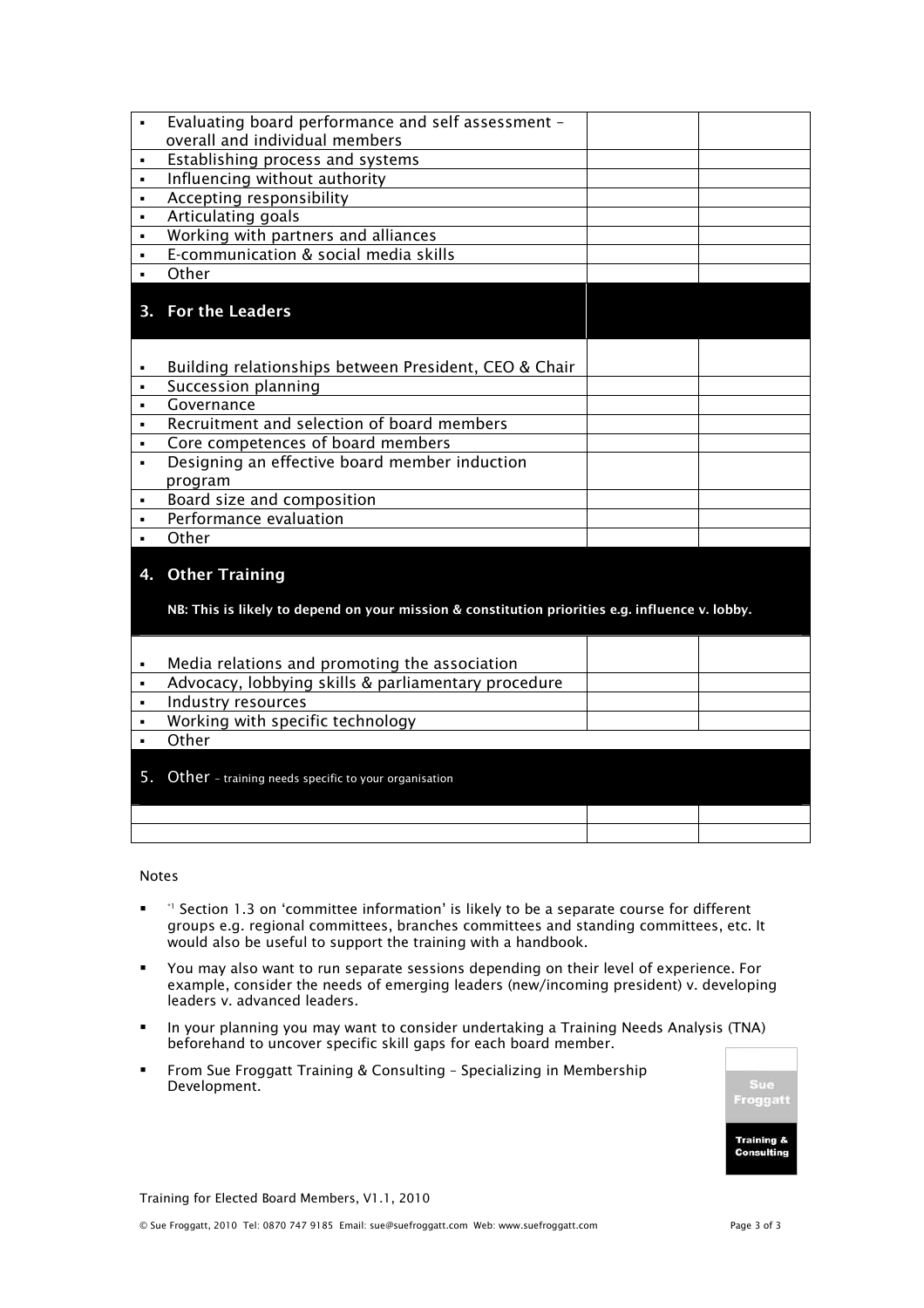| | | |
|---|---|---|
| ▪ Evaluating board performance and self assessment – overall and individual members | | |
| ▪ Establishing process and systems | | |
| ▪ Influencing without authority | | |
| ▪ Accepting responsibility | | |
| ▪ Articulating goals | | |
| ▪ Working with partners and alliances | | |
| ▪ E-communication & social media skills | | |
| ▪ Other | | |
| **3. For the Leaders** | | |
| ▪ Building relationships between President, CEO & Chair | | |
| ▪ Succession planning | | |
| ▪ Governance | | |
| ▪ Recruitment and selection of board members | | |
| ▪ Core competences of board members | | |
| ▪ Designing an effective board member induction program | | |
| ▪ Board size and composition | | |
| ▪ Performance evaluation | | |
| ▪ Other | | |
| **4. Other Training** NB: This is likely to depend on your mission & constitution priorities e.g. influence v. lobby. | | |
| ▪ Media relations and promoting the association | | |
| ▪ Advocacy, lobbying skills & parliamentary procedure | | |
| ▪ Industry resources | | |
| ▪ Working with specific technology | | |
| ▪ Other | | |
| 5. Other – training needs specific to your organisation | | |
| | | |
| | | |

Notes

- *1 Section 1.3 on 'committee information' is likely to be a separate course for different groups e.g. regional committees, branches committees and standing committees, etc. It would also be useful to support the training with a handbook.
- You may also want to run separate sessions depending on their level of experience. For example, consider the needs of emerging leaders (new/incoming president) v. developing leaders v. advanced leaders.
- In your planning you may want to consider undertaking a Training Needs Analysis (TNA) beforehand to uncover specific skill gaps for each board member.
- From Sue Froggatt Training & Consulting – Specializing in Membership Development.

Sue Froggatt

Training & Consulting

Training for Elected Board Members, V1.1, 2010

© Sue Froggatt, 2010 Tel: 0870 747 9185 Email: sue@suefroggatt.com Web: www.suefroggatt.com